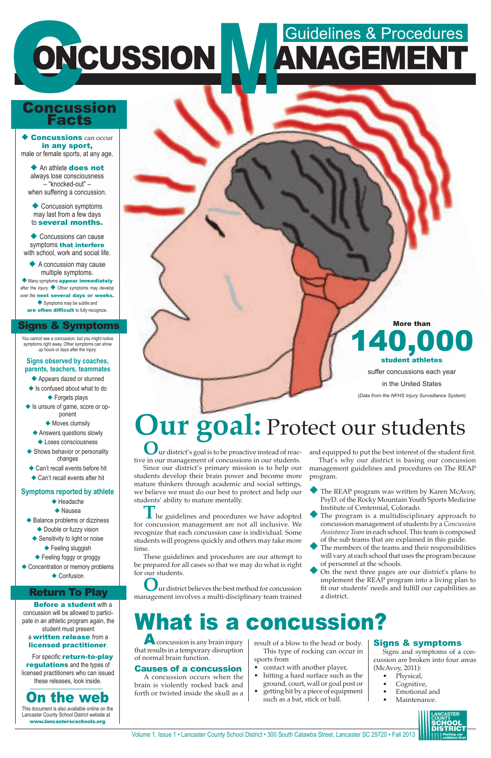# CONCUSSION MANAGEMENT

## Guidelines & Procedures

## Concussion Facts

- **Concussions** can occur **in any sport,** male or female sports, at any age.
- An athlete **does not** always lose consciousness – "knocked-out" – when suffering a concussion.
- Concussion symptoms may last from a few days to **several months.**
- Concussions can cause symptoms **that interfere** with school, work and social life.
- A concussion may cause multiple symptoms.
- Many symptoms **appear immediately** after the injury.
- Other symptoms may develop over the **next several days or weeks.**
- Symptoms may be subtle and **are often difficult** to fully recognize.

## Signs & Symptoms

You cannot see a concussion, but you might notice symptoms right away. Other symptoms can show up hours or days after the injury.

### Signs observed by coaches, parents, teachers, teammates

- Appears dazed or stunned
- Is confused about what to do
- Forgets plays
- Is unsure of game, score or opponent
- Moves clumsily
- Answers questions slowly
- Loses consciousness
- Shows behavior or personality changes
- Can't recall events before hit
- Can't recall events after hit

### Symptoms reported by athlete

- Headache
- Nausea
- Balance problems or dizziness
- Double or fuzzy vision
- Sensitivity to light or noise
- Feeling sluggish
- Feeling foggy or groggy
- Concentration or memory problems
- Confusion

## Return To Play

**Before a student** with a concussion will be allowed to participate in an athletic program again, the student must present a **written release** from a **licensed practitioner**.

For specific **return-to-play regulations** and the types of licensed practitioners who can issued these releases, look inside.

## On the web

This document is also available online on the Lancaster County School District website at **www.lancasterscschools.org**

More than **140,000 student athletes** suffer concussions each year in the United States

*(Data from the NFHS Injury Surveillance System)*

# Our goal: Protect our students

Our district's goal is to be proactive instead of reactive in our management of concussions in our students.

Since our district's primary mission is to help our students develop their brain power and become more mature thinkers through academic and social settings, we believe we must do our best to protect and help our students' ability to mature mentally.

The guidelines and procedures we have adopted for concussion management are not all inclusive. We recognize that each concussion case is individual. Some students will progress quickly and others may take more time.

These guidelines and procedures are our attempt to be prepared for all cases so that we may do what is right for our students.

Our district believes the best method for concussion management involves a multi-disciplinary team trained and equipped to put the best interest of the student first.

That's why our district is basing our concussion management guidelines and procedures on The REAP program.

- The REAP program was written by Karen McAvoy, PsyD. of the Rocky Mountain Youth Sports Medicine Institute of Centennial, Colorado.
- The program is a multidisciplinary approach to concussion management of students by a *Concussion Assistance Team* in each school. This team is composed of the sub teams that are explained in this guide.
- The members of the teams and their responsibilities will vary at each school that uses the program because of personnel at the schools.
- On the next three pages are our district's plans to implement the REAP program into a living plan to fit our students' needs and fulfill our capabilities as a district.

# What is a concussion?

A concussion is any brain injury that results in a temporary disruption of normal brain function.

### Causes of a concussion

A concussion occurs when the brain is violently rocked back and forth or twisted inside the skull as a result of a blow to the head or body.

This type of rocking can occur in sports from

- contact with another player,
- hitting a hard surface such as the ground, court, wall or goal post or
- getting hit by a piece of equipment such as a bat, stick or ball.

### Signs & symptoms

Signs and symptoms of a concussion are broken into four areas (McAvoy, 2011):

- Physical,
- Cognitive,
- Emotional and
- Maintenance.

Lancaster County School District — Putting our children first

Volume 1, Issue 1 • Lancaster County School District • 300 South Catawba Street, Lancaster SC 29720 • Fall 2013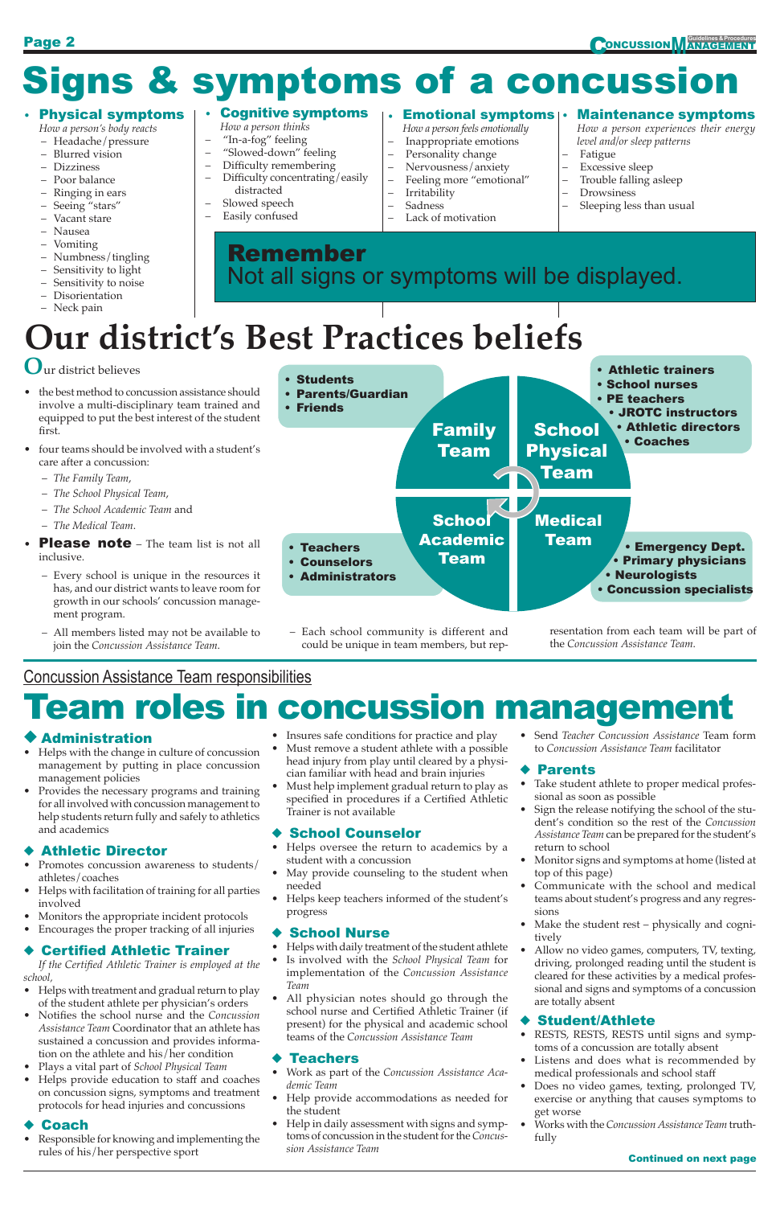# Signs & symptoms of a concussion

- **Physical symptoms**
  *How a person's body reacts*
  - Headache/pressure
  - Blurred vision
  - Dizziness
  - Poor balance
  - Ringing in ears
  - Seeing "stars"
  - Vacant stare
  - Nausea
  - Vomiting
  - Numbness/tingling
  - Sensitivity to light
  - Sensitivity to noise
  - Disorientation
  - Neck pain

- **Cognitive symptoms**
  *How a person thinks*
  - "In-a-fog" feeling
  - "Slowed-down" feeling
  - Difficulty remembering
  - Difficulty concentrating/easily distracted
  - Slowed speech
  - Easily confused

- **Emotional symptoms**
  *How a person feels emotionally*
  - Inappropriate emotions
  - Personality change
  - Nervousness/anxiety
  - Feeling more "emotional"
  - Irritability
  - Sadness
  - Lack of motivation

- **Maintenance symptoms**
  *How a person experiences their energy level and/or sleep patterns*
  - Fatigue
  - Excessive sleep
  - Trouble falling asleep
  - Drowsiness
  - Sleeping less than usual

**Remember**
Not all signs or symptoms will be displayed.

# Our district's Best Practices beliefs

Our district believes

- the best method to concussion assistance should involve a multi-disciplinary team trained and equipped to put the best interest of the student first.
- four teams should be involved with a student's care after a concussion:
  - *The Family Team*,
  - *The School Physical Team*,
  - *The School Academic Team* and
  - *The Medical Team*.
- **Please note** – The team list is not all inclusive.
  - Every school is unique in the resources it has, and our district wants to leave room for growth in our schools' concussion management program.
  - All members listed may not be available to join the *Concussion Assistance Team*.
  - Each school community is different and could be unique in team members, but representation from each team will be part of the *Concussion Assistance Team*.

**Family Team**
- Students
- Parents/Guardian
- Friends

**School Physical Team**
- Athletic trainers
- School nurses
- PE teachers
- JROTC instructors
- Athletic directors
- Coaches

**School Academic Team**
- Teachers
- Counselors
- Administrators

**Medical Team**
- Emergency Dept.
- Primary physicians
- Neurologists
- Concussion specialists

Concussion Assistance Team responsibilities

# Team roles in concussion management

### ◆ Administration
- Helps with the change in culture of concussion management by putting in place concussion management policies
- Provides the necessary programs and training for all involved with concussion management to help students return fully and safely to athletics and academics

### ◆ Athletic Director
- Promotes concussion awareness to students/athletes/coaches
- Helps with facilitation of training for all parties involved
- Monitors the appropriate incident protocols
- Encourages the proper tracking of all injuries

### ◆ Certified Athletic Trainer
*If the Certified Athletic Trainer is employed at the school,*
- Helps with treatment and gradual return to play of the student athlete per physician's orders
- Notifies the school nurse and the *Concussion Assistance Team* Coordinator that an athlete has sustained a concussion and provides information on the athlete and his/her condition
- Plays a vital part of *School Physical Team*
- Helps provide education to staff and coaches on concussion signs, symptoms and treatment protocols for head injuries and concussions

### ◆ Coach
- Responsible for knowing and implementing the rules of his/her perspective sport
- Insures safe conditions for practice and play
- Must remove a student athlete with a possible head injury from play until cleared by a physician familiar with head and brain injuries
- Must help implement gradual return to play as specified in procedures if a Certified Athletic Trainer is not available

### ◆ School Counselor
- Helps oversee the return to academics by a student with a concussion
- May provide counseling to the student when needed
- Helps keep teachers informed of the student's progress

### ◆ School Nurse
- Helps with daily treatment of the student athlete
- Is involved with the *School Physical Team* for implementation of the *Concussion Assistance Team*
- All physician notes should go through the school nurse and Certified Athletic Trainer (if present) for the physical and academic school teams of the *Concussion Assistance Team*

### ◆ Teachers
- Work as part of the *Concussion Assistance Academic Team*
- Help provide accommodations as needed for the student
- Help in daily assessment with signs and symptoms of concussion in the student for the *Concussion Assistance Team*
- Send *Teacher Concussion Assistance* Team form to *Concussion Assistance Team* facilitator

### ◆ Parents
- Take student athlete to proper medical professional as soon as possible
- Sign the release notifying the school of the student's condition so the rest of the *Concussion Assistance Team* can be prepared for the student's return to school
- Monitor signs and symptoms at home (listed at top of this page)
- Communicate with the school and medical teams about student's progress and any regressions
- Make the student rest – physically and cognitively
- Allow no video games, computers, TV, texting, driving, prolonged reading until the student is cleared for these activities by a medical professional and signs and symptoms of a concussion are totally absent

### ◆ Student/Athlete
- RESTS, RESTS, RESTS until signs and symptoms of a concussion are totally absent
- Listens and does what is recommended by medical professionals and school staff
- Does no video games, texting, prolonged TV, exercise or anything that causes symptoms to get worse
- Works with the *Concussion Assistance Team* truthfully

**Continued on next page**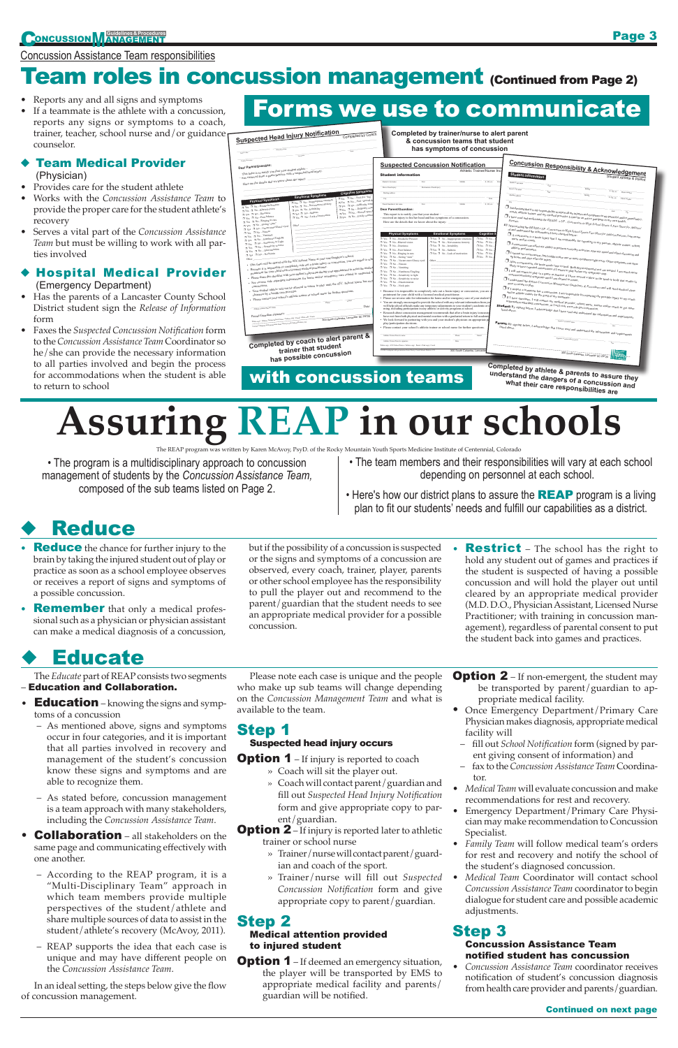Concussion Assistance Team responsibilities

# Team roles in concussion management (Continued from Page 2)

- Reports any and all signs and symptoms
- If a teammate is the athlete with a concussion, reports any signs or symptoms to a coach, trainer, teacher, school nurse and/or guidance counselor.

### ◆ Team Medical Provider
(Physician)

- Provides care for the student athlete
- Works with the *Concussion Assistance Team* to provide the proper care for the student athlete's recovery
- Serves a vital part of the *Concussion Assistance Team* but must be willing to work with all parties involved

### ◆ Hospital Medical Provider
(Emergency Department)

- Has the parents of a Lancaster County School District student sign the *Release of Information* form
- Faxes the *Suspected Concussion Notification* form to the *Concussion Assistance Team* Coordinator so he/she can provide the necessary information to all parties involved and begin the process for accommodations when the student is able to return to school

## Forms we use to communicate with concussion teams

Completed by coach to alert parent & trainer that student has possible concussion

Completed by trainer/nurse to alert parent & concussion teams that student has symptoms of concussion

Completed by athlete & parents to assure they understand the dangers of a concussion and what their care responsibilities are

# Assuring REAP in our schools

The REAP program was written by Karen McAvoy, PsyD. of the Rocky Mountain Youth Sports Medicine Institute of Centennial, Colorado

- The program is a multidisciplinary approach to concussion management of students by the *Concussion Assistance Team*, composed of the sub teams listed on Page 2.
- The team members and their responsibilities will vary at each school depending on personnel at each school.
- Here's how our district plans to assure the **REAP** program is a living plan to fit our students' needs and fulfill our capabilities as a district.

## ◆ Reduce

- **Reduce** the chance for further injury to the brain by taking the injured student out of play or practice as soon as a school employee observes or receives a report of signs and symptoms of a possible concussion.
- **Remember** that only a medical professional such as a physician or physician assistant can make a medical diagnosis of a concussion, but if the possibility of a concussion is suspected or the signs and symptoms of a concussion are observed, every coach, trainer, player, parents or other school employee has the responsibility to pull the player out and recommend to the parent/guardian that the student needs to see an appropriate medical provider for a possible concussion.
- **Restrict** – The school has the right to hold any student out of games and practices if the student is suspected of having a possible concussion and will hold the player out until cleared by an appropriate medical provider (M.D. D.O., Physician Assistant, Licensed Nurse Practitioner; with training in concussion management), regardless of parental consent to put the student back into games and practices.

## ◆ Educate

The *Educate* part of REAP consists two segments – **Education and Collaboration.**

- **Education** – knowing the signs and symptoms of a concussion
  - As mentioned above, signs and symptoms occur in four categories, and it is important that all parties involved in recovery and management of the student's concussion know these signs and symptoms and are able to recognize them.
  - As stated before, concussion management is a team approach with many stakeholders, including the *Concussion Assistance Team*.
- **Collaboration** – all stakeholders on the same page and communicating effectively with one another.
  - According to the REAP program, it is a "Multi-Disciplinary Team" approach in which team members provide multiple perspectives of the student/athlete and share multiple sources of data to assist in the student/athlete's recovery (McAvoy, 2011).
  - REAP supports the idea that each case is unique and may have different people on the *Concussion Assistance Team*.

In an ideal setting, the steps below give the flow of concussion management.

Please note each case is unique and the people who make up sub teams will change depending on the *Concussion Management Team* and what is available to the team.

### Step 1
**Suspected head injury occurs**

**Option 1** – If injury is reported to coach
- » Coach will sit the player out.
- » Coach will contact parent/guardian and fill out *Suspected Head Injury Notification* form and give appropriate copy to parent/guardian.

**Option 2** – If injury is reported later to athletic trainer or school nurse
- » Trainer/nurse will contact parent/guardian and coach of the sport.
- » Trainer/nurse will fill out *Suspected Concussion Notification* form and give appropriate copy to parent/guardian.

### Step 2
**Medical attention provided to injured student**

**Option 1** – If deemed an emergency situation, the player will be transported by EMS to appropriate medical facility and parents/guardian will be notified.

**Option 2** – If non-emergent, the student may be transported by parent/guardian to appropriate medical facility.

- Once Emergency Department/Primary Care Physician makes diagnosis, appropriate medical facility will
  - fill out *School Notification* form (signed by parent giving consent of information) and
  - fax to the *Concussion Assistance Team* Coordinator.
- *Medical Team* will evaluate concussion and make recommendations for rest and recovery.
- Emergency Department/Primary Care Physician may make recommendation to Concussion Specialist.
- *Family Team* will follow medical team's orders for rest and recovery and notify the school of the student's diagnosed concussion.
- *Medical Team* Coordinator will contact school *Concussion Assistance Team* coordinator to begin dialogue for student care and possible academic adjustments.

### Step 3
**Concussion Assistance Team notified student has concussion**

- *Concussion Assistance Team* coordinator receives notification of student's concussion diagnosis from health care provider and parents/guardian.

**Continued on next page**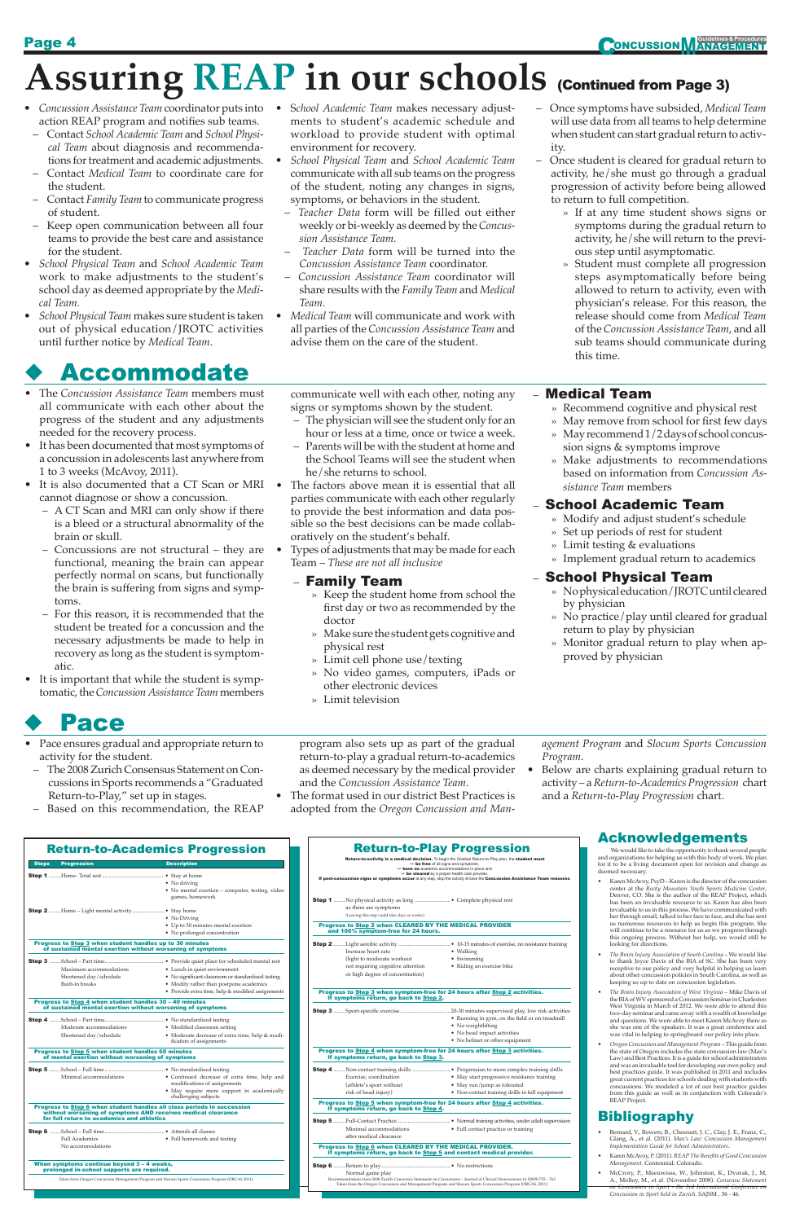# Assuring REAP in our schools (Continued from Page 3)

- *Concussion Assistance Team* coordinator puts into action REAP program and notifies sub teams.
  - Contact *School Academic Team* and *School Physical Team* about diagnosis and recommendations for treatment and academic adjustments.
  - Contact *Medical Team* to coordinate care for the student.
  - Contact *Family Team* to communicate progress of student.
  - Keep open communication between all four teams to provide the best care and assistance for the student.
- *School Physical Team* and *School Academic Team* work to make adjustments to the student's school day as deemed appropriate by the *Medical Team*.
- *School Physical Team* makes sure student is taken out of physical education/JROTC activities until further notice by *Medical Team*.
- *School Academic Team* makes necessary adjustments to student's academic schedule and workload to provide student with optimal environment for recovery.
- *School Physical Team* and *School Academic Team* communicate with all sub teams on the progress of the student, noting any changes in signs, symptoms, or behaviors in the student.
  - *Teacher Data* form will be filled out either weekly or bi-weekly as deemed by the *Concussion Assistance Team*.
  - *Teacher Data* form will be turned into the *Concussion Assistance Team* coordinator.
  - *Concussion Assistance Team* coordinator will share results with the *Family Team* and *Medical Team*.
- *Medical Team* will communicate and work with all parties of the *Concussion Assistance Team* and advise them on the care of the student.
  - Once symptoms have subsided, *Medical Team* will use data from all teams to help determine when student can start gradual return to activity.
  - Once student is cleared for gradual return to activity, he/she must go through a gradual progression of activity before being allowed to return to full competition.
    - If at any time student shows signs or symptoms during the gradual return to activity, he/she will return to the previous step until asymptomatic.
    - Student must complete all progression steps asymptomatically before being allowed to return to activity, even with physician's release. For this reason, the release should come from *Medical Team* of the *Concussion Assistance Team*, and all sub teams should communicate during this time.

## ◆ Accommodate

- The *Concussion Assistance Team* members must all communicate with each other about the progress of the student and any adjustments needed for the recovery process.
- It has been documented that most symptoms of a concussion in adolescents last anywhere from 1 to 3 weeks (McAvoy, 2011).
- It is also documented that a CT Scan or MRI cannot diagnose or show a concussion.
  - A CT Scan and MRI can only show if there is a bleed or a structural abnormality of the brain or skull.
  - Concussions are not structural – they are functional, meaning the brain can appear perfectly normal on scans, but functionally the brain is suffering from signs and symptoms.
  - For this reason, it is recommended that the student be treated for a concussion and the necessary adjustments be made to help in recovery as long as the student is symptomatic.
- It is important that while the student is symptomatic, the *Concussion Assistance Team* members communicate well with each other, noting any signs or symptoms shown by the student.
  - The physician will see the student only for an hour or less at a time, once or twice a week.
  - Parents will be with the student at home and the School Teams will see the student when he/she returns to school.
- The factors above mean it is essential that all parties communicate with each other regularly to provide the best information and data possible so the best decisions can be made collaboratively on the student's behalf.
- Types of adjustments that may be made for each Team – *These are not all inclusive*

### – Family Team
- » Keep the student home from school the first day or two as recommended by the doctor
- » Make sure the student gets cognitive and physical rest
- » Limit cell phone use/texting
- » No video games, computers, iPads or other electronic devices
- » Limit television

### – Medical Team
- » Recommend cognitive and physical rest
- » May remove from school for first few days
- » May recommend 1/2 days of school concussion signs & symptoms improve
- » Make adjustments to recommendations based on information from *Concussion Assistance Team* members

### – School Academic Team
- » Modify and adjust student's schedule
- » Set up periods of rest for student
- » Limit testing & evaluations
- » Implement gradual return to academics

### – School Physical Team
- » No physical education/JROTC until cleared by physician
- » No practice/play until cleared for gradual return to play by physician
- » Monitor gradual return to play when approved by physician

## ◆ Pace

- Pace ensures gradual and appropriate return to activity for the student.
  - The 2008 Zurich Consensus Statement on Concussions in Sports recommends a "Graduated Return-to-Play," set up in stages.
  - Based on this recommendation, the REAP program also sets up as part of the gradual return-to-play a gradual return-to-academics as deemed necessary by the medical provider and the *Concussion Assistance Team*.
- The format used in our district Best Practices is adopted from the *Oregon Concussion and Management Program* and *Slocum Sports Concussion Program*.
- Below are charts explaining gradual return to activity – a *Return-to-Academics Progression* chart and a *Return-to-Play Progression* chart.

### Return-to-Academics Progression

| Steps | Progression | Description |
|---|---|---|
| Step 1 | Home- Total rest | • Stay at home<br>• No driving<br>• No mental exertion – computer, texting, video games, homework |
| Step 2 | Home – Light mental activity | • Stay home<br>• No Driving<br>• Up to 30 minutes mental exertion<br>• No prolonged concentration |
| **Progress to Step 3 when student handles up to 30 minutes of sustained mental exertion without worsening of symptoms** | | |
| Step 3 | School – Part time<br>Maximum accommodations<br>Shortened day/schedule<br>Built-in breaks | • Provide quiet place for scheduled mental rest<br>• Lunch in quiet environment<br>• No significant classroom or standardized testing<br>• Modify rather than postpone academics<br>• Provide extra time, help & modified assignments |
| **Progress to Step 4 when student handles 30 – 40 minutes of sustained mental exertion without worsening of symptoms** | | |
| Step 4 | School – Part time<br>Moderate accommodations<br>Shortened day/schedule | • No standardized testing<br>• Modified classroom setting<br>• Moderate decrease of extra time, help & modification of assignments |
| **Progress to Step 5 when student handles 60 minutes of mental exertion without worsening of symptoms** | | |
| Step 5 | School – Full time<br>Minimal accommodations | • No standardized testing<br>• Continued decrease of extra time, help and modifications of assignments<br>• May require more support in academically challenging subjects |
| **Progress to Step 6 when student handles all class periods in succession without worsening of symptoms AND receives medical clearance for full return to academics and athletics** | | |
| Step 6 | School – Full time<br>Full Academics<br>No accommodations | • Attends all classes<br>• Full homework and testing |
| **When symptoms continue beyond 3 – 4 weeks, prolonged in-school supports are required.** | | |

Taken from Oregon Concussion Management Program and Slocum Sports Concussion Program (ORCAS 2011).

### Return-to-Play Progression

**Return-to-activity is a medical decision.** To begin the Gradual Return-to-Play plan, the **student must**
⇒ **be free** of all signs and symptoms,
⇒ **have no** academic accommodations in place and
⇒ **be cleared** by a proper health care provider.
**If post-concussion signs or symptoms occur** at any step, stop the activity & have the **Concussion Assistance Team reassess.**

| Step | Activity | Description |
|---|---|---|
| Step 1 | No physical activity as long as there are symptoms<br>(Leaving this step could take days or weeks) | • Complete physical rest |
| **Progress to Step 2 when CLEARED BY THE MEDICAL PROVIDER and 100% symptom-free for 24 hours.** | | |
| Step 2 | Light aerobic activity<br>Increase heart rate<br>(light to moderate workout not requiring cognitive attention or high degree of concentration) | • 10-15 minutes of exercise, no resistance training<br>• Walking<br>• Swimming<br>• Riding an exercise bike |
| **Progress to Step 3 when symptom-free for 24 hours after Step 2 activities. If symptoms return, go back to Step 2.** | | |
| Step 3 | Sport-specific exercise | 20-30 minutes supervised play, low risk activities<br>• Running in gym, on the field or on treadmill<br>• No weightlifting<br>• No head impact activities<br>• No helmet or other equipment |
| **Progress to Step 4 when symptom-free for 24 hours after Step 3 activities. If symptoms return, go back to Step 3.** | | |
| Step 4 | Non-contact training drills<br>Exercise, coordination<br>(athlete's sport without risk of head injury) | • Progression to more complex training drills<br>• May start progressive resistance training<br>• May run/jump as tolerated<br>• Non-contact training drills in full equipment |
| **Progress to Step 5 when symptom-free for 24 hours after Step 4 activities. If symptoms return, go back to Step 4.** | | |
| Step 5 | Full-Contact Practice<br>Minimal accommodations after medical clearance | • Normal training activities, under adult supervision<br>• Full contact practice or training |
| **Progress to Step 6 when CLEARED BY THE MEDICAL PROVIDER. If symptoms return, go back to Step 5 and contact medical provider.** | | |
| Step 6 | Return to play<br>Normal game play | • No restrictions |

Recommendations from 2008 Zurich Consensus Statement on Concussion – Journal of Clinical Neuroscience 16 (2009) 755 – 763
Taken from the Oregon Concussion and Management Program and Slocum Sports Concussion Program (ORCAS, 2011)

## Acknowledgements

We would like to take the opportunity to thank several people and organizations for helping us with this body of work. We plan for it to be a living document open for revision and change as deemed necessary.

- Karen McAvoy, PsyD – Karen is the director of the concussion center at the *Rocky Mountain Youth Sports Medicine Center*, Denver, CO. She is the author of the REAP Project, which has been an invaluable resource to us. Karen has also been invaluable to us in this process. We have communicated with her through email, talked to her face to face, and she has sent us numerous resources to help us begin this program. She will continue to be a resource for us as we progress through this ongoing process. Without her help, we would still be looking for directions.
- *The Brain Injury Association of South Carolina* – We would like to thank Joyce Davis of the BIA of SC. She has been very receptive to our policy and very helpful in helping us learn about other concussion policies in South Carolina, as well as keeping us up to date on concussion legislation.
- *The Brain Injury Association of West Virginia* – Mike Davis of the BIA of WV sponsored a Concussion Seminar in Charleston West Virginia in March of 2012. We were able to attend this two-day seminar and came away with a wealth of knowledge and questions. We were able to meet Karen McAvoy there as she was one of the speakers. It was a great conference and was vital in helping to springboard our policy into place.
- *Oregon Concussion and Management Program* – This guide from the state of Oregon includes the state concussion law (Max's Law) and Best Practices. It is a guide for school administrators and was an invaluable tool for developing our own policy and best practices guide. It was published in 2011 and includes great current practices for schools dealing with students with concussions. We modeled a lot of our best practice guides from this guide as well as in conjunction with Colorado's REAP Project.

## Bibliography

- Bernard, V., Bowers, B., Chesnutt, J. C., Clay, J. E., Franz, C., Glang, A., et al. (2011). *Max's Law: Concussion Management Implementation Guide for School Administrators*.
- Karen McAvoy, P. (2011). *REAP The Benefits of Good Concussion Management*. Centennial, Colorado.
- McCrory, P., Meeuwisse, W., Johnston, K., Dvorak, J., M, A., Molloy, M., et al. (November 2008). *Consensus Statement on Concussion in Sport – the 3rd International Conference on Concussion in Sport held in Zurich*. SAJSM, 36 - 46.